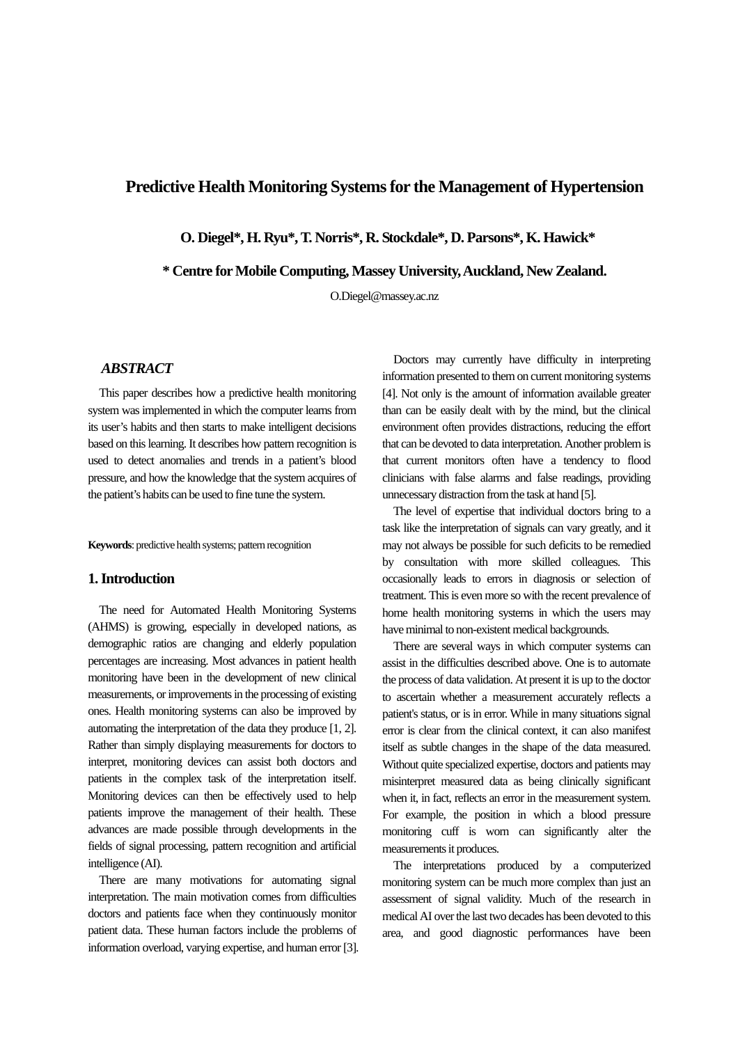# Predictive Health Monitoring Systems for the Management of Hypertension

**O. Diegel*, H. Ryu*, T. Norris*, R. Stockdale*, D. Parsons*, K. Hawick***

**\* Centre for Mobile Computing, Massey University, Auckland, New Zealand.**

O.Diegel@massey.ac.nz

### *ABSTRACT*

This paper describes how a predictive health monitoring system was implemented in which the computer learns from its user's habits and then starts to make intelligent decisions based on this learning. It describes how pattern recognition is used to detect anomalies and trends in a patient's blood pressure, and how the knowledge that the system acquires of the patient's habits can be used to fine tune the system.

**Keywords**: predictive health systems; pattern recognition

## 1. Introduction

The need for Automated Health Monitoring Systems (AHMS) is growing, especially in developed nations, as demographic ratios are changing and elderly population percentages are increasing. Most advances in patient health monitoring have been in the development of new clinical measurements, or improvements in the processing of existing ones. Health monitoring systems can also be improved by automating the interpretation of the data they produce [1, 2]. Rather than simply displaying measurements for doctors to interpret, monitoring devices can assist both doctors and patients in the complex task of the interpretation itself. Monitoring devices can then be effectively used to help patients improve the management of their health. These advances are made possible through developments in the fields of signal processing, pattern recognition and artificial intelligence (AI).

There are many motivations for automating signal interpretation. The main motivation comes from difficulties doctors and patients face when they continuously monitor patient data. These human factors include the problems of information overload, varying expertise, and human error [3].

Doctors may currently have difficulty in interpreting information presented to them on current monitoring systems [4]. Not only is the amount of information available greater than can be easily dealt with by the mind, but the clinical environment often provides distractions, reducing the effort that can be devoted to data interpretation. Another problem is that current monitors often have a tendency to flood clinicians with false alarms and false readings, providing unnecessary distraction from the task at hand [5].

The level of expertise that individual doctors bring to a task like the interpretation of signals can vary greatly, and it may not always be possible for such deficits to be remedied by consultation with more skilled colleagues. This occasionally leads to errors in diagnosis or selection of treatment. This is even more so with the recent prevalence of home health monitoring systems in which the users may have minimal to non-existent medical backgrounds.

There are several ways in which computer systems can assist in the difficulties described above. One is to automate the process of data validation. At present it is up to the doctor to ascertain whether a measurement accurately reflects a patient's status, or is in error. While in many situations signal error is clear from the clinical context, it can also manifest itself as subtle changes in the shape of the data measured. Without quite specialized expertise, doctors and patients may misinterpret measured data as being clinically significant when it, in fact, reflects an error in the measurement system. For example, the position in which a blood pressure monitoring cuff is worn can significantly alter the measurements it produces.

The interpretations produced by a computerized monitoring system can be much more complex than just an assessment of signal validity. Much of the research in medical AI over the last two decades has been devoted to this area, and good diagnostic performances have been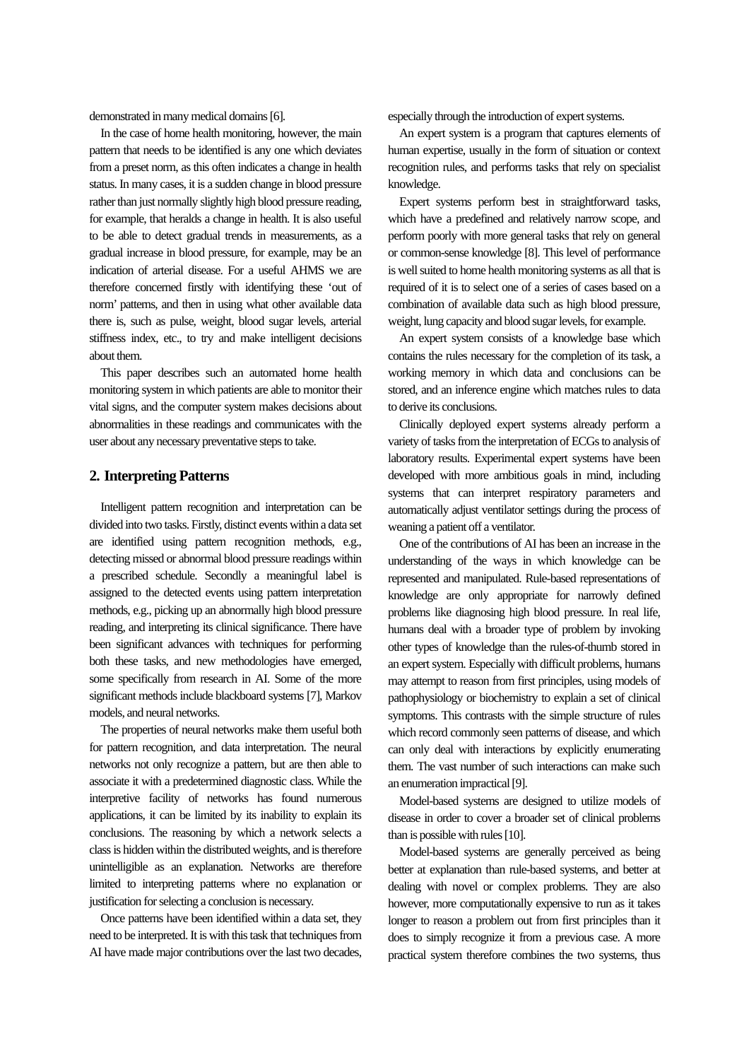demonstrated in many medical domains [6].

In the case of home health monitoring, however, the main pattern that needs to be identified is any one which deviates from a preset norm, as this often indicates a change in health status. In many cases, it is a sudden change in blood pressure rather than just normally slightly high blood pressure reading, for example, that heralds a change in health. It is also useful to be able to detect gradual trends in measurements, as a gradual increase in blood pressure, for example, may be an indication of arterial disease. For a useful AHMS we are therefore concerned firstly with identifying these 'out of norm' patterns, and then in using what other available data there is, such as pulse, weight, blood sugar levels, arterial stiffness index, etc., to try and make intelligent decisions about them.

This paper describes such an automated home health monitoring system in which patients are able to monitor their vital signs, and the computer system makes decisions about abnormalities in these readings and communicates with the user about any necessary preventative steps to take.

## 2. Interpreting Patterns

Intelligent pattern recognition and interpretation can be divided into two tasks. Firstly, distinct events within a data set are identified using pattern recognition methods, e.g., detecting missed or abnormal blood pressure readings within a prescribed schedule. Secondly a meaningful label is assigned to the detected events using pattern interpretation methods, e.g., picking up an abnormally high blood pressure reading, and interpreting its clinical significance. There have been significant advances with techniques for performing both these tasks, and new methodologies have emerged, some specifically from research in AI. Some of the more significant methods include blackboard systems [7], Markov models, and neural networks.

The properties of neural networks make them useful both for pattern recognition, and data interpretation. The neural networks not only recognize a pattern, but are then able to associate it with a predetermined diagnostic class. While the interpretive facility of networks has found numerous applications, it can be limited by its inability to explain its conclusions. The reasoning by which a network selects a class is hidden within the distributed weights, and is therefore unintelligible as an explanation. Networks are therefore limited to interpreting patterns where no explanation or justification for selecting a conclusion is necessary.

Once patterns have been identified within a data set, they need to be interpreted. It is with this task that techniques from AI have made major contributions over the last two decades, especially through the introduction of expert systems.

An expert system is a program that captures elements of human expertise, usually in the form of situation or context recognition rules, and performs tasks that rely on specialist knowledge.

Expert systems perform best in straightforward tasks, which have a predefined and relatively narrow scope, and perform poorly with more general tasks that rely on general or common-sense knowledge [8]. This level of performance is well suited to home health monitoring systems as all that is required of it is to select one of a series of cases based on a combination of available data such as high blood pressure, weight, lung capacity and blood sugar levels, for example.

An expert system consists of a knowledge base which contains the rules necessary for the completion of its task, a working memory in which data and conclusions can be stored, and an inference engine which matches rules to data to derive its conclusions.

Clinically deployed expert systems already perform a variety of tasks from the interpretation of ECGs to analysis of laboratory results. Experimental expert systems have been developed with more ambitious goals in mind, including systems that can interpret respiratory parameters and automatically adjust ventilator settings during the process of weaning a patient off a ventilator.

One of the contributions of AI has been an increase in the understanding of the ways in which knowledge can be represented and manipulated. Rule-based representations of knowledge are only appropriate for narrowly defined problems like diagnosing high blood pressure. In real life, humans deal with a broader type of problem by invoking other types of knowledge than the rules-of-thumb stored in an expert system. Especially with difficult problems, humans may attempt to reason from first principles, using models of pathophysiology or biochemistry to explain a set of clinical symptoms. This contrasts with the simple structure of rules which record commonly seen patterns of disease, and which can only deal with interactions by explicitly enumerating them. The vast number of such interactions can make such an enumeration impractical [9].

Model-based systems are designed to utilize models of disease in order to cover a broader set of clinical problems than is possible with rules [10].

Model-based systems are generally perceived as being better at explanation than rule-based systems, and better at dealing with novel or complex problems. They are also however, more computationally expensive to run as it takes longer to reason a problem out from first principles than it does to simply recognize it from a previous case. A more practical system therefore combines the two systems, thus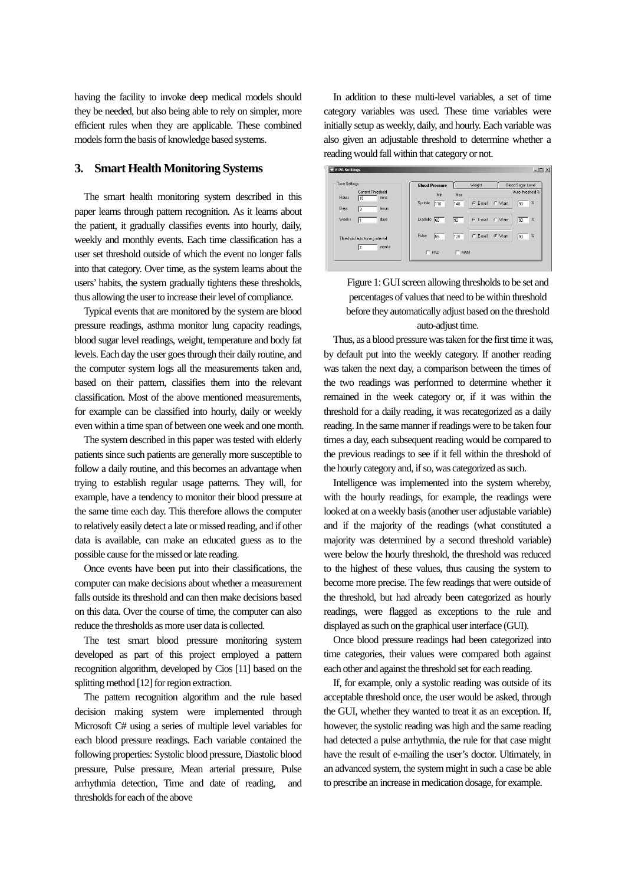having the facility to invoke deep medical models should they be needed, but also being able to rely on simpler, more efficient rules when they are applicable. These combined models form the basis of knowledge based systems.

## 3. Smart Health Monitoring Systems

The smart health monitoring system described in this paper learns through pattern recognition. As it learns about the patient, it gradually classifies events into hourly, daily, weekly and monthly events. Each time classification has a user set threshold outside of which the event no longer falls into that category. Over time, as the system learns about the users' habits, the system gradually tightens these thresholds, thus allowing the user to increase their level of compliance.

Typical events that are monitored by the system are blood pressure readings, asthma monitor lung capacity readings, blood sugar level readings, weight, temperature and body fat levels. Each day the user goes through their daily routine, and the computer system logs all the measurements taken and, based on their pattern, classifies them into the relevant classification. Most of the above mentioned measurements, for example can be classified into hourly, daily or weekly even within a time span of between one week and one month.

The system described in this paper was tested with elderly patients since such patients are generally more susceptible to follow a daily routine, and this becomes an advantage when trying to establish regular usage patterns. They will, for example, have a tendency to monitor their blood pressure at the same time each day. This therefore allows the computer to relatively easily detect a late or missed reading, and if other data is available, can make an educated guess as to the possible cause for the missed or late reading.

Once events have been put into their classifications, the computer can make decisions about whether a measurement falls outside its threshold and can then make decisions based on this data. Over the course of time, the computer can also reduce the thresholds as more user data is collected.

The test smart blood pressure monitoring system developed as part of this project employed a pattern recognition algorithm, developed by Cios [11] based on the splitting method [12] for region extraction.

The pattern recognition algorithm and the rule based decision making system were implemented through Microsoft C# using a series of multiple level variables for each blood pressure readings. Each variable contained the following properties: Systolic blood pressure, Diastolic blood pressure, Pulse pressure, Mean arterial pressure, Pulse arrhythmia detection, Time and date of reading, and thresholds for each of the above

In addition to these multi-level variables, a set of time category variables was used. These time variables were initially setup as weekly, daily, and hourly. Each variable was also given an adjustable threshold to determine whether a reading would fall within that category or not.

Figure 1: GUI screen allowing thresholds to be set and percentages of values that need to be within threshold before they automatically adjust based on the threshold auto-adjust time.

Thus, as a blood pressure was taken for the first time it was, by default put into the weekly category. If another reading was taken the next day, a comparison between the times of the two readings was performed to determine whether it remained in the week category or, if it was within the threshold for a daily reading, it was recategorized as a daily reading. In the same manner if readings were to be taken four times a day, each subsequent reading would be compared to the previous readings to see if it fell within the threshold of the hourly category and, if so, was categorized as such.

Intelligence was implemented into the system whereby, with the hourly readings, for example, the readings were looked at on a weekly basis (another user adjustable variable) and if the majority of the readings (what constituted a majority was determined by a second threshold variable) were below the hourly threshold, the threshold was reduced to the highest of these values, thus causing the system to become more precise. The few readings that were outside of the threshold, but had already been categorized as hourly readings, were flagged as exceptions to the rule and displayed as such on the graphical user interface (GUI).

Once blood pressure readings had been categorized into time categories, their values were compared both against each other and against the threshold set for each reading.

If, for example, only a systolic reading was outside of its acceptable threshold once, the user would be asked, through the GUI, whether they wanted to treat it as an exception. If, however, the systolic reading was high and the same reading had detected a pulse arrhythmia, the rule for that case might have the result of e-mailing the user's doctor. Ultimately, in an advanced system, the system might in such a case be able to prescribe an increase in medication dosage, for example.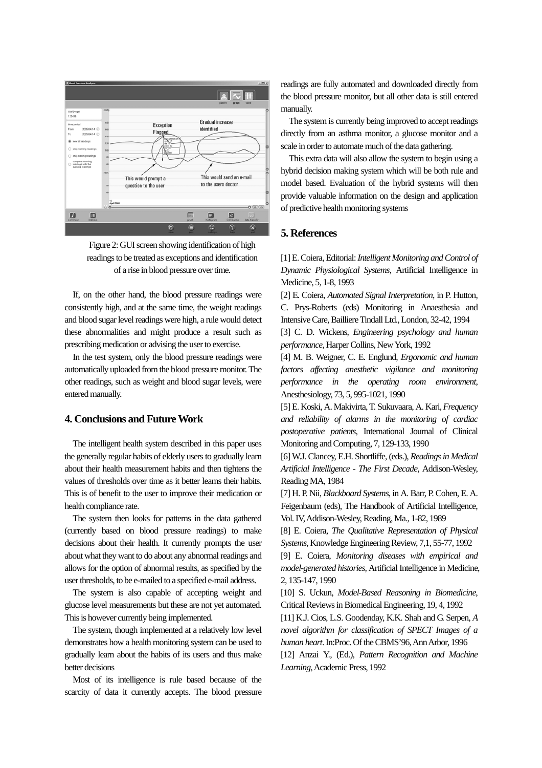Figure 2: GUI screen showing identification of high readings to be treated as exceptions and identification of a rise in blood pressure over time.

If, on the other hand, the blood pressure readings were consistently high, and at the same time, the weight readings and blood sugar level readings were high, a rule would detect these abnormalities and might produce a result such as prescribing medication or advising the user to exercise.

In the test system, only the blood pressure readings were automatically uploaded from the blood pressure monitor. The other readings, such as weight and blood sugar levels, were entered manually.

## 4. Conclusions and Future Work

The intelligent health system described in this paper uses the generally regular habits of elderly users to gradually learn about their health measurement habits and then tightens the values of thresholds over time as it better learns their habits. This is of benefit to the user to improve their medication or health compliance rate.

The system then looks for patterns in the data gathered (currently based on blood pressure readings) to make decisions about their health. It currently prompts the user about what they want to do about any abnormal readings and allows for the option of abnormal results, as specified by the user thresholds, to be e-mailed to a specified e-mail address.

The system is also capable of accepting weight and glucose level measurements but these are not yet automated. This is however currently being implemented.

The system, though implemented at a relatively low level demonstrates how a health monitoring system can be used to gradually learn about the habits of its users and thus make better decisions

Most of its intelligence is rule based because of the scarcity of data it currently accepts. The blood pressure readings are fully automated and downloaded directly from the blood pressure monitor, but all other data is still entered manually.

The system is currently being improved to accept readings directly from an asthma monitor, a glucose monitor and a scale in order to automate much of the data gathering.

This extra data will also allow the system to begin using a hybrid decision making system which will be both rule and model based. Evaluation of the hybrid systems will then provide valuable information on the design and application of predictive health monitoring systems

## 5. References

[1] E. Coiera, Editorial: *Intelligent Monitoring and Control of Dynamic Physiological Systems*, Artificial Intelligence in Medicine, 5, 1-8, 1993

[2] E. Coiera, *Automated Signal Interpretation*, in P. Hutton, C. Prys-Roberts (eds) Monitoring in Anaesthesia and Intensive Care, Bailliere Tindall Ltd., London, 32-42, 1994

[3] C. D. Wickens, *Engineering psychology and human performance*, Harper Collins, New York, 1992

[4] M. B. Weigner, C. E. Englund, *Ergonomic and human factors affecting anesthetic vigilance and monitoring performance in the operating room environment*, Anesthesiology, 73, 5, 995-1021, 1990

[5] E. Koski, A. Makivirta, T. Sukuvaara, A. Kari, *Frequency and reliability of alarms in the monitoring of cardiac postoperative patients*, International Journal of Clinical Monitoring and Computing, 7, 129-133, 1990

[6] W.J. Clancey, E.H. Shortliffe, (eds.), *Readings in Medical Artificial Intelligence - The First Decade*, Addison-Wesley, Reading MA, 1984

[7] H. P. Nii, *Blackboard Systems*, in A. Barr, P. Cohen, E. A. Feigenbaum (eds), The Handbook of Artificial Intelligence, Vol. IV, Addison-Wesley, Reading, Ma., 1-82, 1989

[8] E. Coiera, *The Qualitative Representation of Physical Systems*, Knowledge Engineering Review, 7,1, 55-77, 1992

[9] E. Coiera, *Monitoring diseases with empirical and model-generated histories*, Artificial Intelligence in Medicine, 2, 135-147, 1990

[10] S. Uckun, *Model-Based Reasoning in Biomedicine*, Critical Reviews in Biomedical Engineering, 19, 4, 1992

[11] K.J. Cios, L.S. Goodenday, K.K. Shah and G. Serpen, *A novel algorithm for classification of SPECT Images of a human heart*. In:Proc. Of the CBMS'96, Ann Arbor, 1996

[12] Anzai Y., (Ed.), *Pattern Recognition and Machine Learning*, Academic Press, 1992